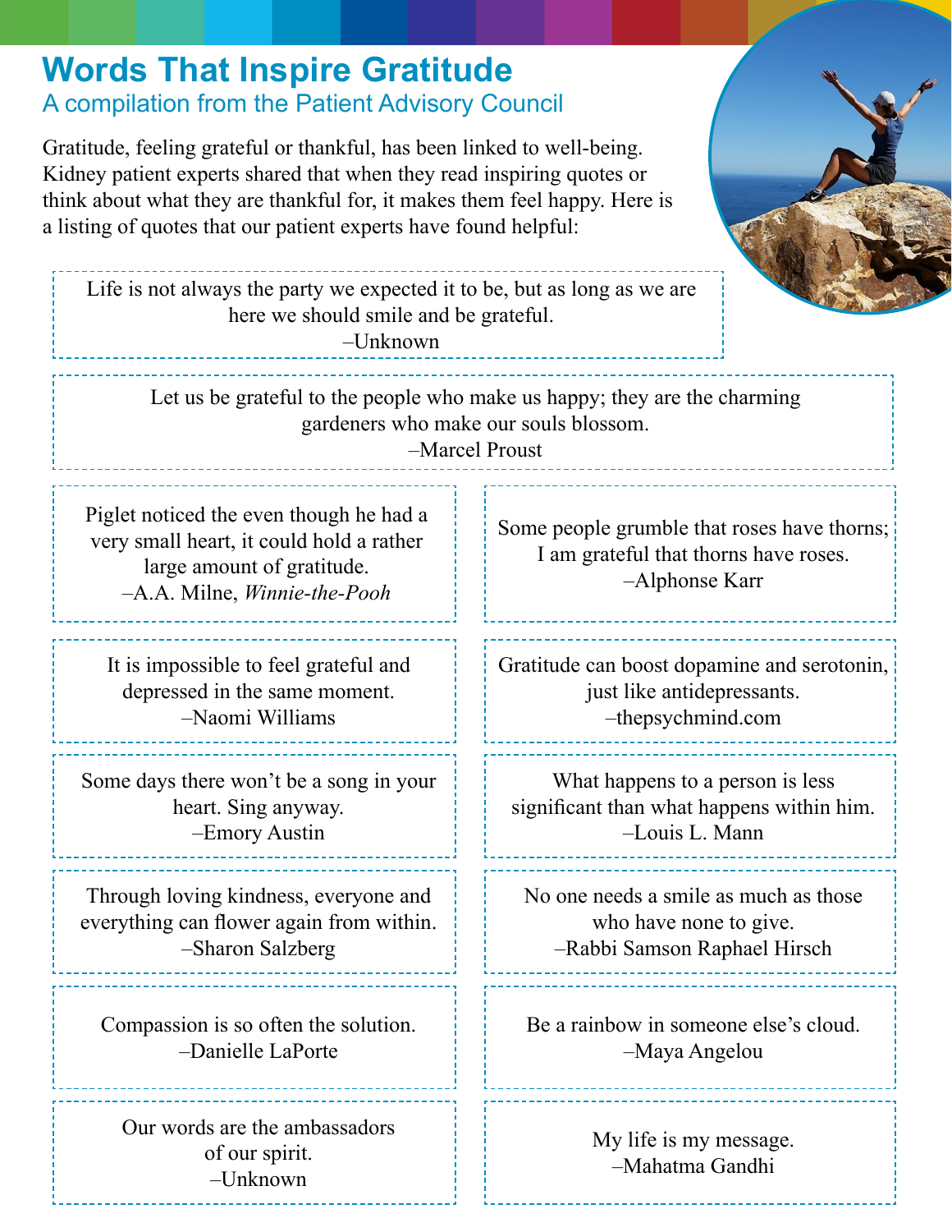# Words That Inspire Gratitude

## A compilation from the Patient Advisory Council

Gratitude, feeling grateful or thankful, has been linked to well-being. Kidney patient experts shared that when they read inspiring quotes or think about what they are thankful for, it makes them feel happy. Here is a listing of quotes that our patient experts have found helpful:

> Life is not always the party we expected it to be, but as long as we are here we should smile and be grateful.
> –Unknown

> Let us be grateful to the people who make us happy; they are the charming gardeners who make our souls blossom.
> –Marcel Proust

> Piglet noticed the even though he had a very small heart, it could hold a rather large amount of gratitude.
> –A.A. Milne, *Winnie-the-Pooh*

> It is impossible to feel grateful and depressed in the same moment.
> –Naomi Williams

> Some days there won't be a song in your heart. Sing anyway.
> –Emory Austin

> Through loving kindness, everyone and everything can flower again from within.
> –Sharon Salzberg

> Compassion is so often the solution.
> –Danielle LaPorte

> Our words are the ambassadors of our spirit.
> –Unknown

> Some people grumble that roses have thorns; I am grateful that thorns have roses.
> –Alphonse Karr

> Gratitude can boost dopamine and serotonin, just like antidepressants.
> –thepsychmind.com

> What happens to a person is less significant than what happens within him.
> –Louis L. Mann

> No one needs a smile as much as those who have none to give.
> –Rabbi Samson Raphael Hirsch

> Be a rainbow in someone else's cloud.
> –Maya Angelou

> My life is my message.
> –Mahatma Gandhi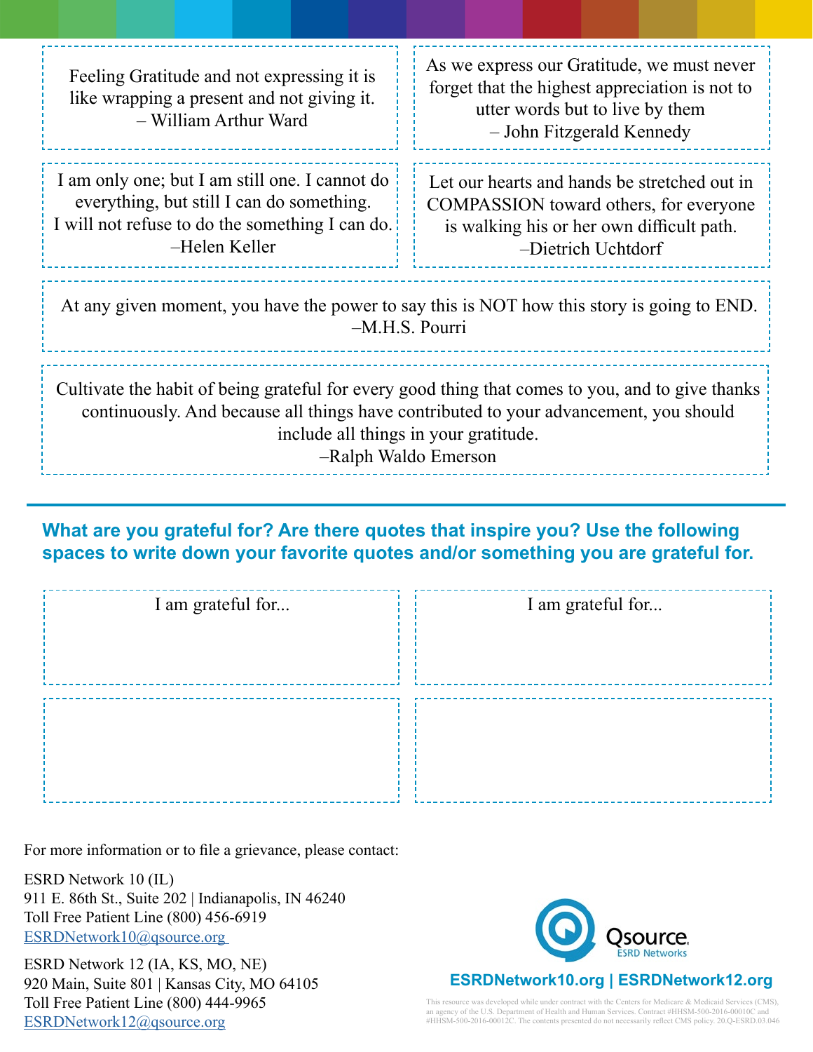Feeling Gratitude and not expressing it is like wrapping a present and not giving it.
– William Arthur Ward

As we express our Gratitude, we must never forget that the highest appreciation is not to utter words but to live by them
– John Fitzgerald Kennedy

I am only one; but I am still one. I cannot do everything, but still I can do something. I will not refuse to do the something I can do.
–Helen Keller

Let our hearts and hands be stretched out in COMPASSION toward others, for everyone is walking his or her own difficult path.
–Dietrich Uchtdorf

At any given moment, you have the power to say this is NOT how this story is going to END.
–M.H.S. Pourri

Cultivate the habit of being grateful for every good thing that comes to you, and to give thanks continuously. And because all things have contributed to your advancement, you should include all things in your gratitude.
–Ralph Waldo Emerson

**What are you grateful for? Are there quotes that inspire you? Use the following spaces to write down your favorite quotes and/or something you are grateful for.**

I am grateful for...

I am grateful for...

For more information or to file a grievance, please contact:

ESRD Network 10 (IL)
911 E. 86th St., Suite 202 | Indianapolis, IN 46240
Toll Free Patient Line (800) 456-6919
ESRDNetwork10@qsource.org

ESRD Network 12 (IA, KS, MO, NE)
920 Main, Suite 801 | Kansas City, MO 64105
Toll Free Patient Line (800) 444-9965
ESRDNetwork12@qsource.org

Qsource ESRD Networks

**ESRDNetwork10.org | ESRDNetwork12.org**

This resource was developed while under contract with the Centers for Medicare & Medicaid Services (CMS), an agency of the U.S. Department of Health and Human Services. Contract #HHSM-500-2016-00010C and #HHSM-500-2016-00012C. The contents presented do not necessarily reflect CMS policy. 20.Q-ESRD.03.046